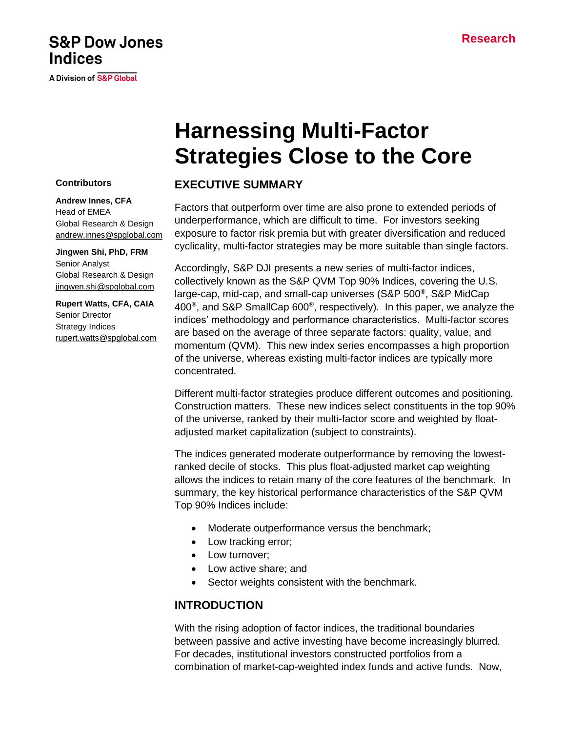S&P Dow Jones Indices

A Division of S&P Global

Research

# Harnessing Multi-Factor Strategies Close to the Core

**Contributors**

**Andrew Innes, CFA**
Head of EMEA
Global Research & Design
andrew.innes@spglobal.com

**Jingwen Shi, PhD, FRM**
Senior Analyst
Global Research & Design
jingwen.shi@spglobal.com

**Rupert Watts, CFA, CAIA**
Senior Director
Strategy Indices
rupert.watts@spglobal.com

## EXECUTIVE SUMMARY

Factors that outperform over time are also prone to extended periods of underperformance, which are difficult to time. For investors seeking exposure to factor risk premia but with greater diversification and reduced cyclicality, multi-factor strategies may be more suitable than single factors.

Accordingly, S&P DJI presents a new series of multi-factor indices, collectively known as the S&P QVM Top 90% Indices, covering the U.S. large-cap, mid-cap, and small-cap universes (S&P 500®, S&P MidCap 400®, and S&P SmallCap 600®, respectively). In this paper, we analyze the indices' methodology and performance characteristics. Multi-factor scores are based on the average of three separate factors: quality, value, and momentum (QVM). This new index series encompasses a high proportion of the universe, whereas existing multi-factor indices are typically more concentrated.

Different multi-factor strategies produce different outcomes and positioning. Construction matters. These new indices select constituents in the top 90% of the universe, ranked by their multi-factor score and weighted by float-adjusted market capitalization (subject to constraints).

The indices generated moderate outperformance by removing the lowest-ranked decile of stocks. This plus float-adjusted market cap weighting allows the indices to retain many of the core features of the benchmark. In summary, the key historical performance characteristics of the S&P QVM Top 90% Indices include:

- Moderate outperformance versus the benchmark;
- Low tracking error;
- Low turnover;
- Low active share; and
- Sector weights consistent with the benchmark.

## INTRODUCTION

With the rising adoption of factor indices, the traditional boundaries between passive and active investing have become increasingly blurred. For decades, institutional investors constructed portfolios from a combination of market-cap-weighted index funds and active funds. Now,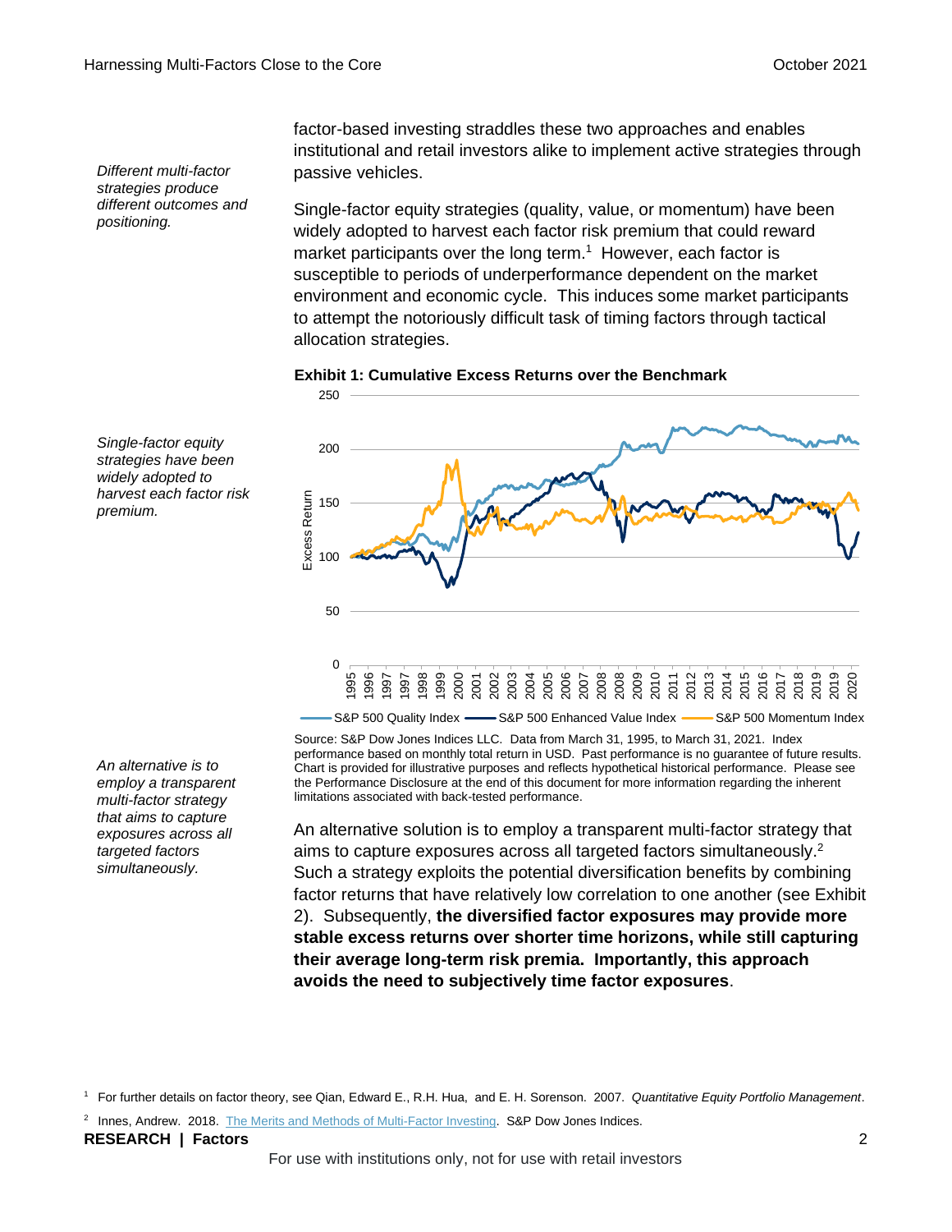*Different multi-factor strategies produce different outcomes and positioning.*

factor-based investing straddles these two approaches and enables institutional and retail investors alike to implement active strategies through passive vehicles.

*Single-factor equity strategies have been widely adopted to harvest each factor risk premium.*

Single-factor equity strategies (quality, value, or momentum) have been widely adopted to harvest each factor risk premium that could reward market participants over the long term.[1] However, each factor is susceptible to periods of underperformance dependent on the market environment and economic cycle. This induces some market participants to attempt the notoriously difficult task of timing factors through tactical allocation strategies.

**Exhibit 1: Cumulative Excess Returns over the Benchmark**

Source: S&P Dow Jones Indices LLC. Data from March 31, 1995, to March 31, 2021. Index performance based on monthly total return in USD. Past performance is no guarantee of future results. Chart is provided for illustrative purposes and reflects hypothetical historical performance. Please see the Performance Disclosure at the end of this document for more information regarding the inherent limitations associated with back-tested performance.

*An alternative is to employ a transparent multi-factor strategy that aims to capture exposures across all targeted factors simultaneously.*

An alternative solution is to employ a transparent multi-factor strategy that aims to capture exposures across all targeted factors simultaneously.[2] Such a strategy exploits the potential diversification benefits by combining factor returns that have relatively low correlation to one another (see Exhibit 2). Subsequently, **the diversified factor exposures may provide more stable excess returns over shorter time horizons, while still capturing their average long-term risk premia. Importantly, this approach avoids the need to subjectively time factor exposures**.

[1] For further details on factor theory, see Qian, Edward E., R.H. Hua, and E. H. Sorenson. 2007. *Quantitative Equity Portfolio Management*.

[2] Innes, Andrew. 2018. [The Merits and Methods of Multi-Factor Investing](). S&P Dow Jones Indices.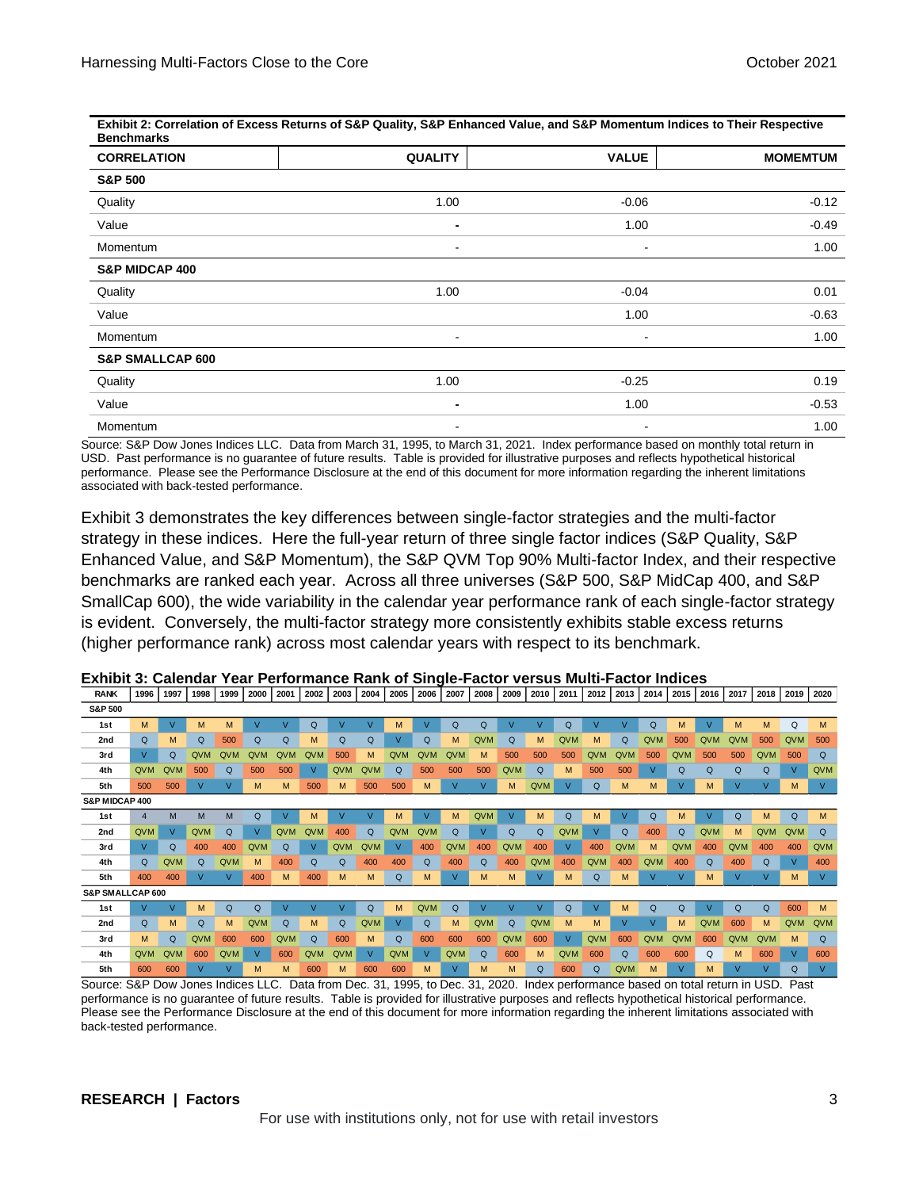**Exhibit 2: Correlation of Excess Returns of S&P Quality, S&P Enhanced Value, and S&P Momentum Indices to Their Respective Benchmarks**

| CORRELATION | QUALITY | VALUE | MOMEMTUM |
|---|---|---|---|
| **S&P 500** | | | |
| Quality | 1.00 | -0.06 | -0.12 |
| Value | - | 1.00 | -0.49 |
| Momentum | - | - | 1.00 |
| **S&P MIDCAP 400** | | | |
| Quality | 1.00 | -0.04 | 0.01 |
| Value | | 1.00 | -0.63 |
| Momentum | - | - | 1.00 |
| **S&P SMALLCAP 600** | | | |
| Quality | 1.00 | -0.25 | 0.19 |
| Value | - | 1.00 | -0.53 |
| Momentum | - | - | 1.00 |

Source: S&P Dow Jones Indices LLC. Data from March 31, 1995, to March 31, 2021. Index performance based on monthly total return in USD. Past performance is no guarantee of future results. Table is provided for illustrative purposes and reflects hypothetical historical performance. Please see the Performance Disclosure at the end of this document for more information regarding the inherent limitations associated with back-tested performance.

Exhibit 3 demonstrates the key differences between single-factor strategies and the multi-factor strategy in these indices. Here the full-year return of three single factor indices (S&P Quality, S&P Enhanced Value, and S&P Momentum), the S&P QVM Top 90% Multi-factor Index, and their respective benchmarks are ranked each year. Across all three universes (S&P 500, S&P MidCap 400, and S&P SmallCap 600), the wide variability in the calendar year performance rank of each single-factor strategy is evident. Conversely, the multi-factor strategy more consistently exhibits stable excess returns (higher performance rank) across most calendar years with respect to its benchmark.

**Exhibit 3: Calendar Year Performance Rank of Single-Factor versus Multi-Factor Indices**

| RANK | 1996 | 1997 | 1998 | 1999 | 2000 | 2001 | 2002 | 2003 | 2004 | 2005 | 2006 | 2007 | 2008 | 2009 | 2010 | 2011 | 2012 | 2013 | 2014 | 2015 | 2016 | 2017 | 2018 | 2019 | 2020 |
|---|---|---|---|---|---|---|---|---|---|---|---|---|---|---|---|---|---|---|---|---|---|---|---|---|---|
| **S&P 500** | | | | | | | | | | | | | | | | | | | | | | | | | |
| 1st | M | V | M | M | V | V | Q | V | V | M | V | Q | Q | V | V | Q | V | V | Q | M | V | M | M | Q | M |
| 2nd | Q | M | Q | 500 | Q | Q | M | Q | Q | V | Q | M | QVM | Q | M | QVM | M | Q | QVM | 500 | QVM | QVM | 500 | QVM | 500 |
| 3rd | V | Q | QVM | QVM | QVM | QVM | QVM | 500 | M | QVM | QVM | QVM | M | 500 | 500 | 500 | QVM | QVM | 500 | QVM | 500 | 500 | QVM | 500 | Q |
| 4th | QVM | QVM | 500 | Q | 500 | 500 | V | QVM | QVM | Q | 500 | 500 | 500 | QVM | Q | M | 500 | 500 | V | Q | Q | Q | Q | V | QVM |
| 5th | 500 | 500 | V | V | M | M | 500 | M | 500 | 500 | M | V | V | M | QVM | V | Q | M | M | V | M | V | V | M | V |
| **S&P MIDCAP 400** | | | | | | | | | | | | | | | | | | | | | | | | | |
| 1st | 4 | M | M | M | Q | V | M | V | V | M | V | M | QVM | V | M | Q | M | V | Q | M | V | Q | M | Q | M |
| 2nd | QVM | V | QVM | Q | V | QVM | QVM | 400 | Q | QVM | QVM | Q | V | Q | Q | QVM | V | Q | 400 | Q | QVM | M | QVM | QVM | Q |
| 3rd | V | Q | 400 | 400 | QVM | Q | V | QVM | QVM | V | 400 | QVM | 400 | QVM | 400 | V | 400 | QVM | M | QVM | 400 | QVM | 400 | 400 | QVM |
| 4th | Q | QVM | Q | QVM | M | 400 | Q | Q | 400 | 400 | Q | 400 | Q | 400 | QVM | 400 | QVM | 400 | QVM | 400 | Q | 400 | Q | V | 400 |
| 5th | 400 | 400 | V | V | 400 | M | 400 | M | M | Q | M | V | M | M | V | M | Q | M | V | V | M | V | V | M | V |
| **S&P SMALLCAP 600** | | | | | | | | | | | | | | | | | | | | | | | | | |
| 1st | V | V | M | Q | Q | V | V | V | Q | M | QVM | Q | V | V | V | Q | V | M | Q | Q | V | Q | Q | 600 | M |
| 2nd | Q | M | Q | M | QVM | Q | M | Q | QVM | V | Q | M | QVM | Q | QVM | M | M | V | V | M | QVM | 600 | M | QVM | QVM |
| 3rd | M | Q | QVM | 600 | 600 | QVM | Q | 600 | M | Q | 600 | 600 | 600 | QVM | 600 | V | QVM | 600 | QVM | QVM | 600 | QVM | QVM | M | Q |
| 4th | QVM | QVM | 600 | QVM | V | 600 | QVM | QVM | V | QVM | V | QVM | Q | 600 | M | QVM | 600 | Q | 600 | 600 | Q | M | 600 | V | 600 |
| 5th | 600 | 600 | V | V | M | M | 600 | M | 600 | 600 | M | V | M | M | Q | 600 | Q | QVM | M | V | M | V | V | Q | V |

Source: S&P Dow Jones Indices LLC. Data from Dec. 31, 1995, to Dec. 31, 2020. Index performance based on total return in USD. Past performance is no guarantee of future results. Table is provided for illustrative purposes and reflects hypothetical historical performance. Please see the Performance Disclosure at the end of this document for more information regarding the inherent limitations associated with back-tested performance.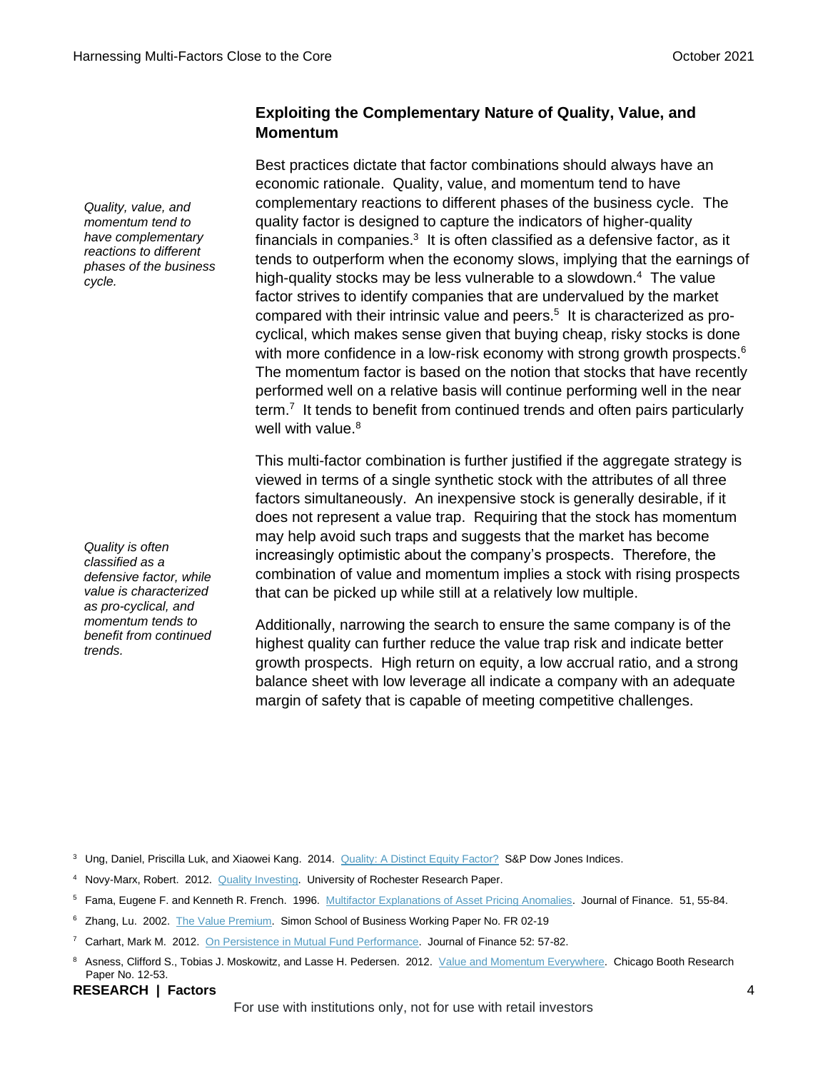## Exploiting the Complementary Nature of Quality, Value, and Momentum

*Quality, value, and momentum tend to have complementary reactions to different phases of the business cycle.*

Best practices dictate that factor combinations should always have an economic rationale. Quality, value, and momentum tend to have complementary reactions to different phases of the business cycle. The quality factor is designed to capture the indicators of higher-quality financials in companies.[3] It is often classified as a defensive factor, as it tends to outperform when the economy slows, implying that the earnings of high-quality stocks may be less vulnerable to a slowdown.[4] The value factor strives to identify companies that are undervalued by the market compared with their intrinsic value and peers.[5] It is characterized as pro-cyclical, which makes sense given that buying cheap, risky stocks is done with more confidence in a low-risk economy with strong growth prospects.[6] The momentum factor is based on the notion that stocks that have recently performed well on a relative basis will continue performing well in the near term.[7] It tends to benefit from continued trends and often pairs particularly well with value.[8]

*Quality is often classified as a defensive factor, while value is characterized as pro-cyclical, and momentum tends to benefit from continued trends.*

This multi-factor combination is further justified if the aggregate strategy is viewed in terms of a single synthetic stock with the attributes of all three factors simultaneously. An inexpensive stock is generally desirable, if it does not represent a value trap. Requiring that the stock has momentum may help avoid such traps and suggests that the market has become increasingly optimistic about the company's prospects. Therefore, the combination of value and momentum implies a stock with rising prospects that can be picked up while still at a relatively low multiple.

Additionally, narrowing the search to ensure the same company is of the highest quality can further reduce the value trap risk and indicate better growth prospects. High return on equity, a low accrual ratio, and a strong balance sheet with low leverage all indicate a company with an adequate margin of safety that is capable of meeting competitive challenges.

[3] Ung, Daniel, Priscilla Luk, and Xiaowei Kang. 2014. Quality: A Distinct Equity Factor? S&P Dow Jones Indices.

[4] Novy-Marx, Robert. 2012. Quality Investing. University of Rochester Research Paper.

[5] Fama, Eugene F. and Kenneth R. French. 1996. Multifactor Explanations of Asset Pricing Anomalies. Journal of Finance. 51, 55-84.

[6] Zhang, Lu. 2002. The Value Premium. Simon School of Business Working Paper No. FR 02-19

[7] Carhart, Mark M. 2012. On Persistence in Mutual Fund Performance. Journal of Finance 52: 57-82.

[8] Asness, Clifford S., Tobias J. Moskowitz, and Lasse H. Pedersen. 2012. Value and Momentum Everywhere. Chicago Booth Research Paper No. 12-53.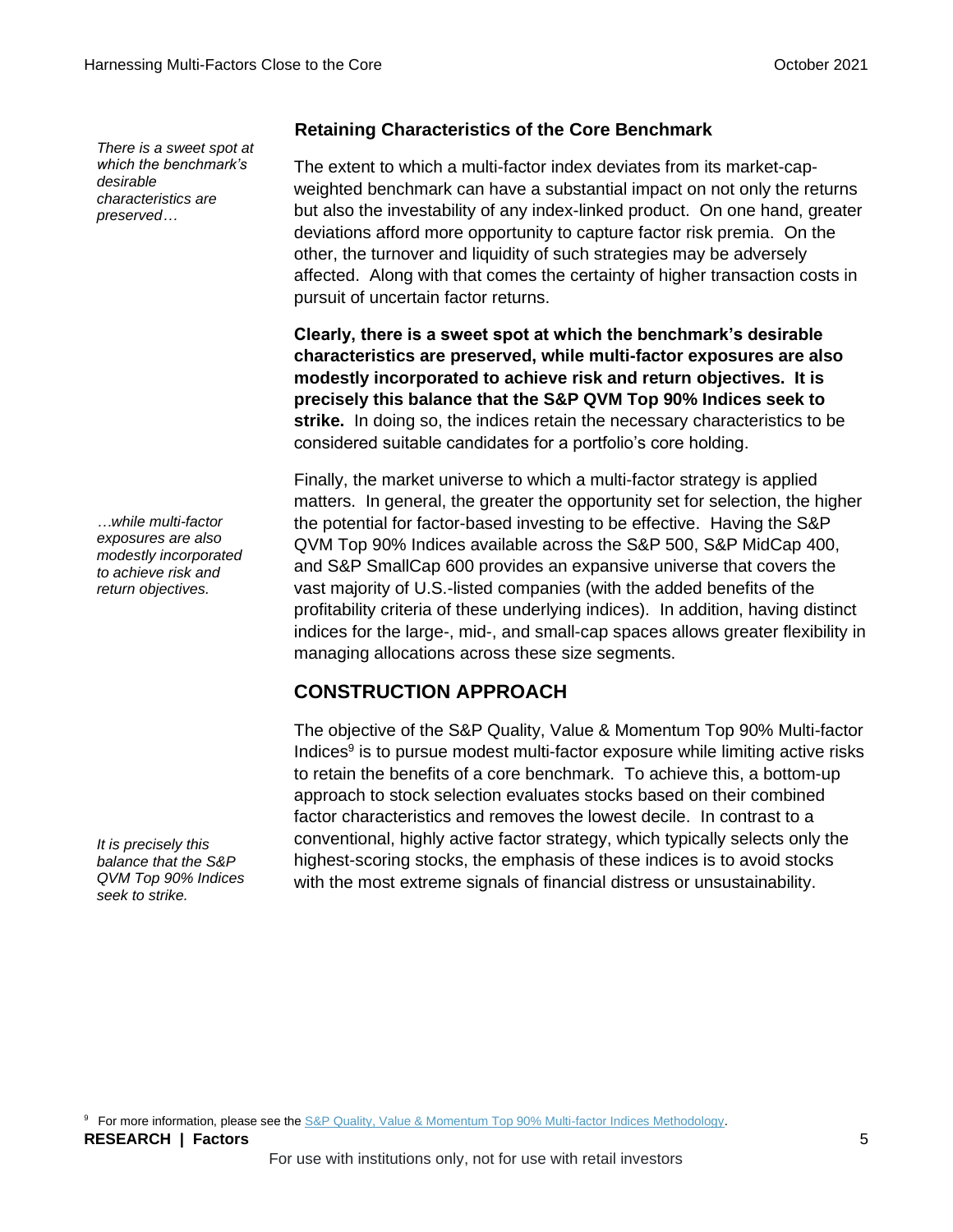### Retaining Characteristics of the Core Benchmark

*There is a sweet spot at which the benchmark's desirable characteristics are preserved…*

The extent to which a multi-factor index deviates from its market-cap-weighted benchmark can have a substantial impact on not only the returns but also the investability of any index-linked product. On one hand, greater deviations afford more opportunity to capture factor risk premia. On the other, the turnover and liquidity of such strategies may be adversely affected. Along with that comes the certainty of higher transaction costs in pursuit of uncertain factor returns.

**Clearly, there is a sweet spot at which the benchmark's desirable characteristics are preserved, while multi-factor exposures are also modestly incorporated to achieve risk and return objectives. It is precisely this balance that the S&P QVM Top 90% Indices seek to strike.** In doing so, the indices retain the necessary characteristics to be considered suitable candidates for a portfolio's core holding.

*…while multi-factor exposures are also modestly incorporated to achieve risk and return objectives.*

Finally, the market universe to which a multi-factor strategy is applied matters. In general, the greater the opportunity set for selection, the higher the potential for factor-based investing to be effective. Having the S&P QVM Top 90% Indices available across the S&P 500, S&P MidCap 400, and S&P SmallCap 600 provides an expansive universe that covers the vast majority of U.S.-listed companies (with the added benefits of the profitability criteria of these underlying indices). In addition, having distinct indices for the large-, mid-, and small-cap spaces allows greater flexibility in managing allocations across these size segments.

## CONSTRUCTION APPROACH

*It is precisely this balance that the S&P QVM Top 90% Indices seek to strike.*

The objective of the S&P Quality, Value & Momentum Top 90% Multi-factor Indices[9] is to pursue modest multi-factor exposure while limiting active risks to retain the benefits of a core benchmark. To achieve this, a bottom-up approach to stock selection evaluates stocks based on their combined factor characteristics and removes the lowest decile. In contrast to a conventional, highly active factor strategy, which typically selects only the highest-scoring stocks, the emphasis of these indices is to avoid stocks with the most extreme signals of financial distress or unsustainability.

[9] For more information, please see the S&P Quality, Value & Momentum Top 90% Multi-factor Indices Methodology.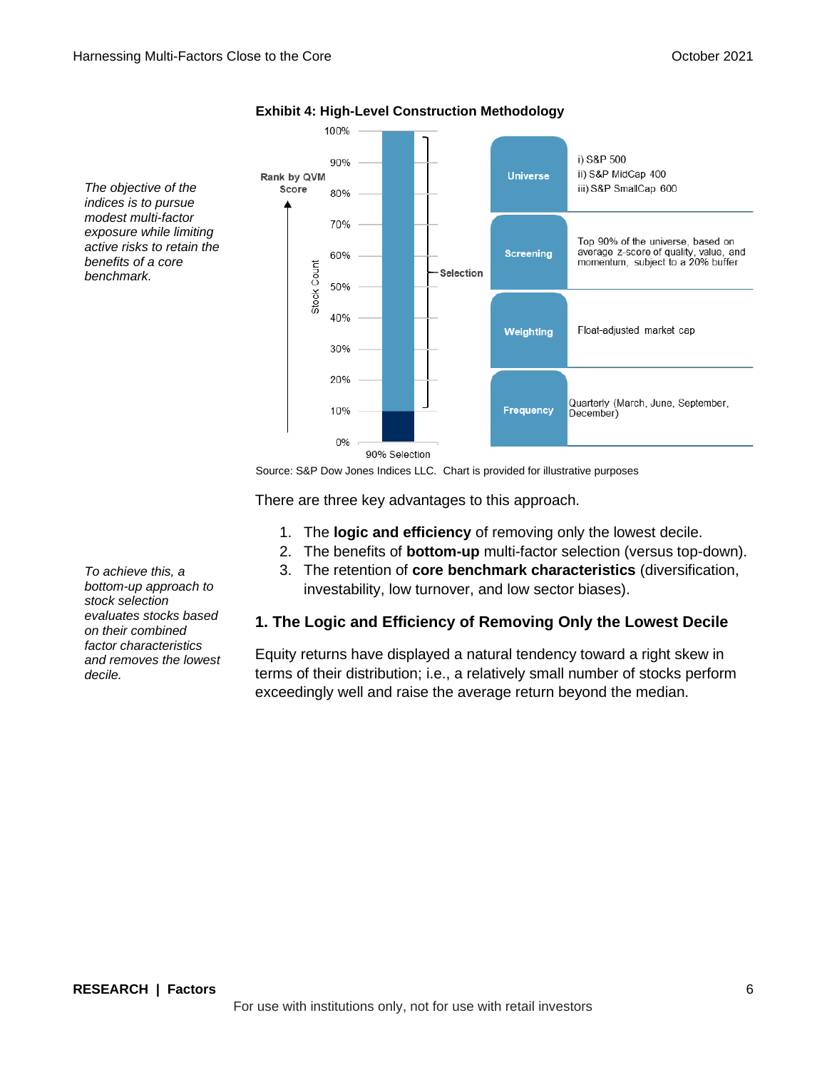*The objective of the indices is to pursue modest multi-factor exposure while limiting active risks to retain the benefits of a core benchmark.*

**Exhibit 4: High-Level Construction Methodology**

| | |
|---|---|
| Universe | i) S&P 500<br>ii) S&P MidCap 400<br>iii) S&P SmallCap 600 |
| Screening | Top 90% of the universe, based on average z-score of quality, value, and momentum, subject to a 20% buffer |
| Weighting | Float-adjusted market cap |
| Frequency | Quarterly (March, June, September, December) |

Source: S&P Dow Jones Indices LLC. Chart is provided for illustrative purposes

There are three key advantages to this approach.

1. The **logic and efficiency** of removing only the lowest decile.
2. The benefits of **bottom-up** multi-factor selection (versus top-down).
3. The retention of **core benchmark characteristics** (diversification, investability, low turnover, and low sector biases).

*To achieve this, a bottom-up approach to stock selection evaluates stocks based on their combined factor characteristics and removes the lowest decile.*

## 1. The Logic and Efficiency of Removing Only the Lowest Decile

Equity returns have displayed a natural tendency toward a right skew in terms of their distribution; i.e., a relatively small number of stocks perform exceedingly well and raise the average return beyond the median.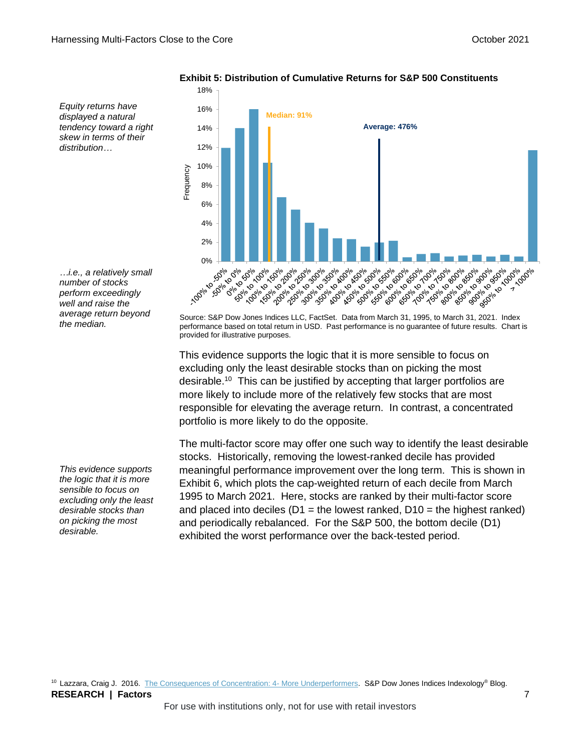*Equity returns have displayed a natural tendency toward a right skew in terms of their distribution…*

*…i.e., a relatively small number of stocks perform exceedingly well and raise the average return beyond the median.*

**Exhibit 5: Distribution of Cumulative Returns for S&P 500 Constituents**

Source: S&P Dow Jones Indices LLC, FactSet. Data from March 31, 1995, to March 31, 2021. Index performance based on total return in USD. Past performance is no guarantee of future results. Chart is provided for illustrative purposes.

This evidence supports the logic that it is more sensible to focus on excluding only the least desirable stocks than on picking the most desirable.[10] This can be justified by accepting that larger portfolios are more likely to include more of the relatively few stocks that are most responsible for elevating the average return. In contrast, a concentrated portfolio is more likely to do the opposite.

*This evidence supports the logic that it is more sensible to focus on excluding only the least desirable stocks than on picking the most desirable.*

The multi-factor score may offer one such way to identify the least desirable stocks. Historically, removing the lowest-ranked decile has provided meaningful performance improvement over the long term. This is shown in Exhibit 6, which plots the cap-weighted return of each decile from March 1995 to March 2021. Here, stocks are ranked by their multi-factor score and placed into deciles (D1 = the lowest ranked, D10 = the highest ranked) and periodically rebalanced. For the S&P 500, the bottom decile (D1) exhibited the worst performance over the back-tested period.

[10] Lazzara, Craig J. 2016. The Consequences of Concentration: 4- More Underperformers. S&P Dow Jones Indices Indexology® Blog.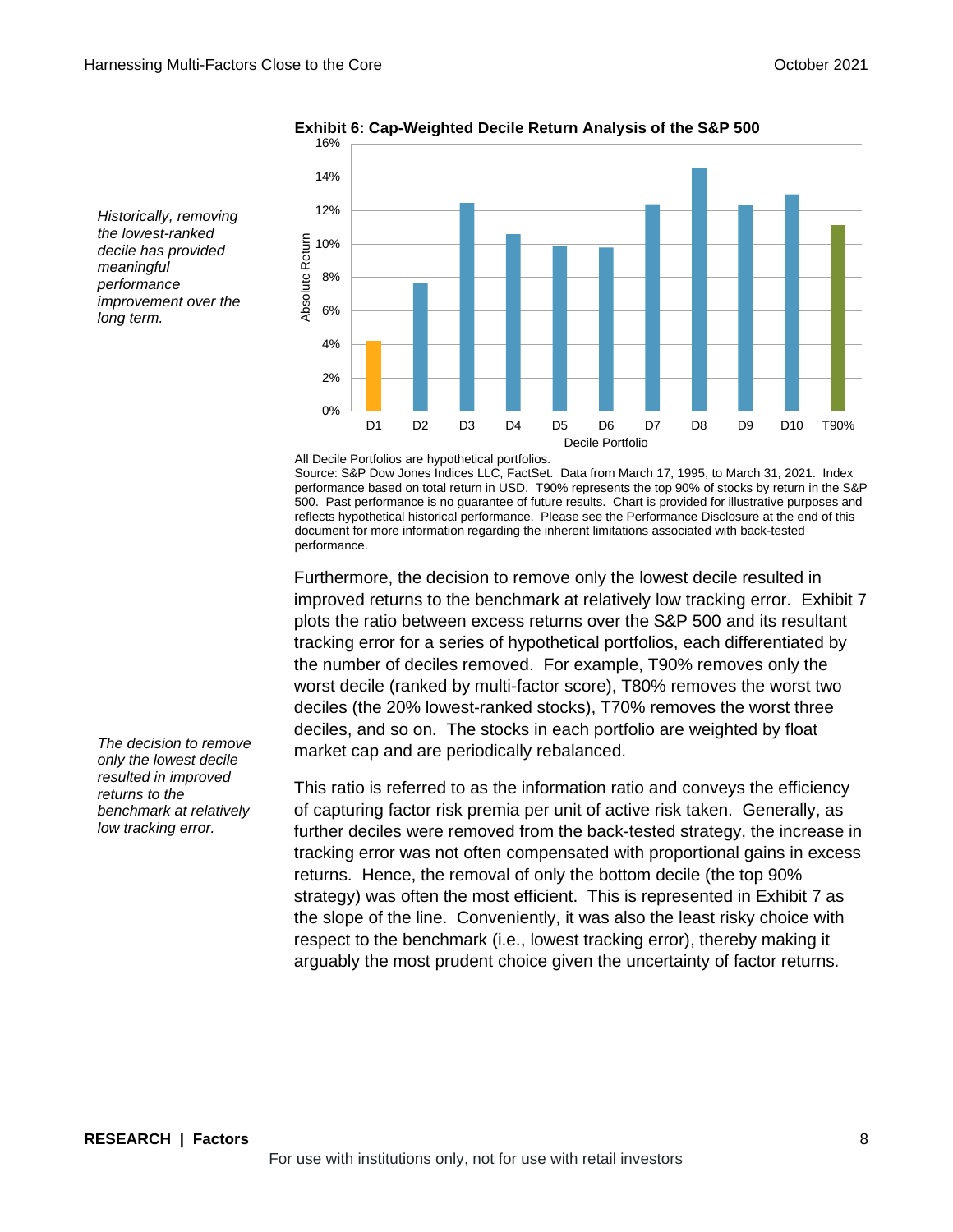*Historically, removing the lowest-ranked decile has provided meaningful performance improvement over the long term.*

**Exhibit 6: Cap-Weighted Decile Return Analysis of the S&P 500**

All Decile Portfolios are hypothetical portfolios.

Source: S&P Dow Jones Indices LLC, FactSet. Data from March 17, 1995, to March 31, 2021. Index performance based on total return in USD. T90% represents the top 90% of stocks by return in the S&P 500. Past performance is no guarantee of future results. Chart is provided for illustrative purposes and reflects hypothetical historical performance. Please see the Performance Disclosure at the end of this document for more information regarding the inherent limitations associated with back-tested performance.

*The decision to remove only the lowest decile resulted in improved returns to the benchmark at relatively low tracking error.*

Furthermore, the decision to remove only the lowest decile resulted in improved returns to the benchmark at relatively low tracking error. Exhibit 7 plots the ratio between excess returns over the S&P 500 and its resultant tracking error for a series of hypothetical portfolios, each differentiated by the number of deciles removed. For example, T90% removes only the worst decile (ranked by multi-factor score), T80% removes the worst two deciles (the 20% lowest-ranked stocks), T70% removes the worst three deciles, and so on. The stocks in each portfolio are weighted by float market cap and are periodically rebalanced.

This ratio is referred to as the information ratio and conveys the efficiency of capturing factor risk premia per unit of active risk taken. Generally, as further deciles were removed from the back-tested strategy, the increase in tracking error was not often compensated with proportional gains in excess returns. Hence, the removal of only the bottom decile (the top 90% strategy) was often the most efficient. This is represented in Exhibit 7 as the slope of the line. Conveniently, it was also the least risky choice with respect to the benchmark (i.e., lowest tracking error), thereby making it arguably the most prudent choice given the uncertainty of factor returns.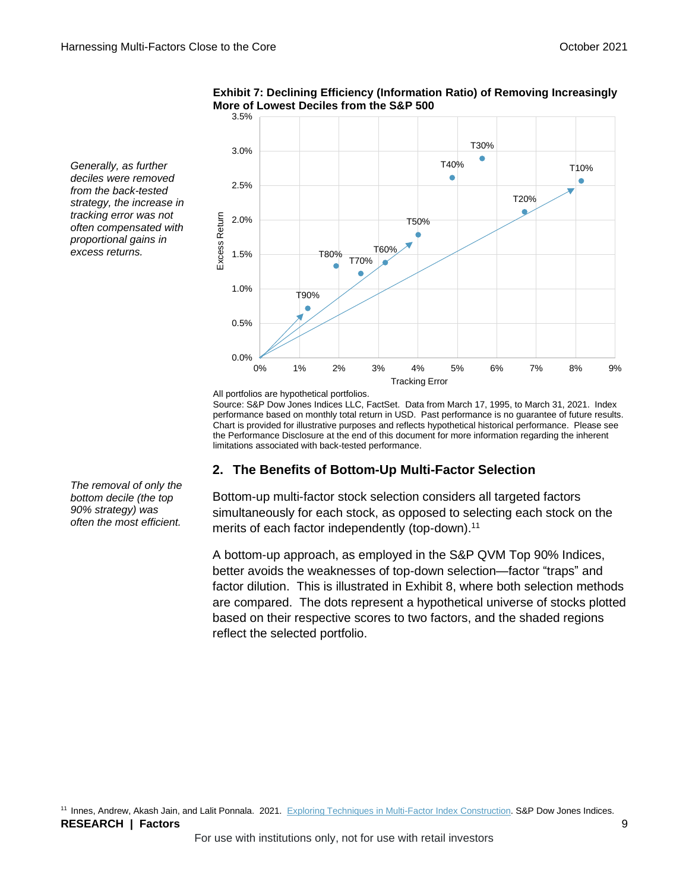*Generally, as further deciles were removed from the back-tested strategy, the increase in tracking error was not often compensated with proportional gains in excess returns.*

**Exhibit 7: Declining Efficiency (Information Ratio) of Removing Increasingly More of Lowest Deciles from the S&P 500**

All portfolios are hypothetical portfolios.
Source: S&P Dow Jones Indices LLC, FactSet. Data from March 17, 1995, to March 31, 2021. Index performance based on monthly total return in USD. Past performance is no guarantee of future results. Chart is provided for illustrative purposes and reflects hypothetical historical performance. Please see the Performance Disclosure at the end of this document for more information regarding the inherent limitations associated with back-tested performance.

## 2. The Benefits of Bottom-Up Multi-Factor Selection

*The removal of only the bottom decile (the top 90% strategy) was often the most efficient.*

Bottom-up multi-factor stock selection considers all targeted factors simultaneously for each stock, as opposed to selecting each stock on the merits of each factor independently (top-down).[11]

A bottom-up approach, as employed in the S&P QVM Top 90% Indices, better avoids the weaknesses of top-down selection—factor "traps" and factor dilution. This is illustrated in Exhibit 8, where both selection methods are compared. The dots represent a hypothetical universe of stocks plotted based on their respective scores to two factors, and the shaded regions reflect the selected portfolio.

[11] Innes, Andrew, Akash Jain, and Lalit Ponnala. 2021. Exploring Techniques in Multi-Factor Index Construction. S&P Dow Jones Indices.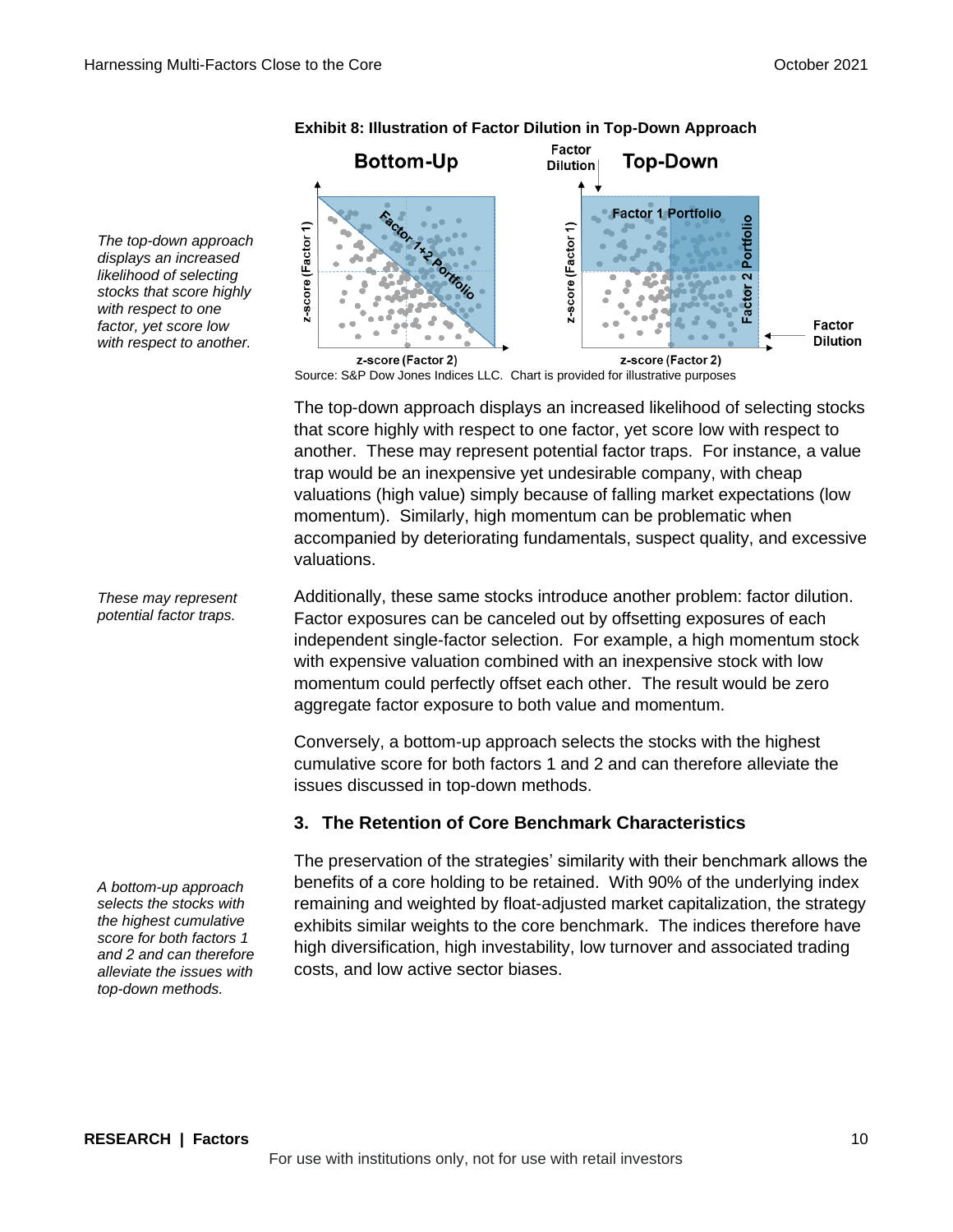**Exhibit 8: Illustration of Factor Dilution in Top-Down Approach**

Source: S&P Dow Jones Indices LLC. Chart is provided for illustrative purposes

*The top-down approach displays an increased likelihood of selecting stocks that score highly with respect to one factor, yet score low with respect to another.*

The top-down approach displays an increased likelihood of selecting stocks that score highly with respect to one factor, yet score low with respect to another. These may represent potential factor traps. For instance, a value trap would be an inexpensive yet undesirable company, with cheap valuations (high value) simply because of falling market expectations (low momentum). Similarly, high momentum can be problematic when accompanied by deteriorating fundamentals, suspect quality, and excessive valuations.

*These may represent potential factor traps.*

Additionally, these same stocks introduce another problem: factor dilution. Factor exposures can be canceled out by offsetting exposures of each independent single-factor selection. For example, a high momentum stock with expensive valuation combined with an inexpensive stock with low momentum could perfectly offset each other. The result would be zero aggregate factor exposure to both value and momentum.

Conversely, a bottom-up approach selects the stocks with the highest cumulative score for both factors 1 and 2 and can therefore alleviate the issues discussed in top-down methods.

### 3. The Retention of Core Benchmark Characteristics

*A bottom-up approach selects the stocks with the highest cumulative score for both factors 1 and 2 and can therefore alleviate the issues with top-down methods.*

The preservation of the strategies' similarity with their benchmark allows the benefits of a core holding to be retained. With 90% of the underlying index remaining and weighted by float-adjusted market capitalization, the strategy exhibits similar weights to the core benchmark. The indices therefore have high diversification, high investability, low turnover and associated trading costs, and low active sector biases.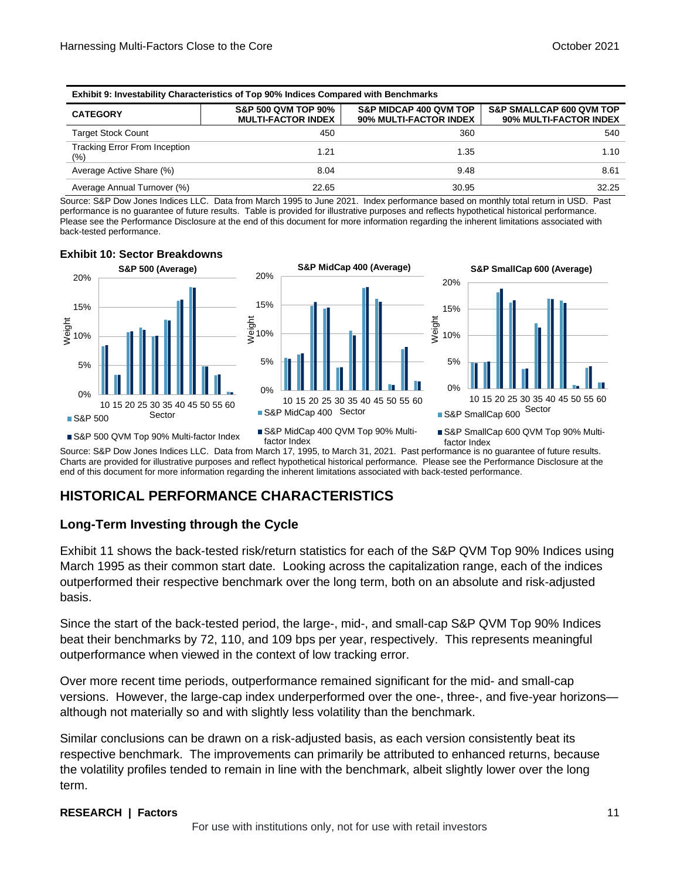**Exhibit 9: Investability Characteristics of Top 90% Indices Compared with Benchmarks**

| CATEGORY | S&P 500 QVM TOP 90% MULTI-FACTOR INDEX | S&P MIDCAP 400 QVM TOP 90% MULTI-FACTOR INDEX | S&P SMALLCAP 600 QVM TOP 90% MULTI-FACTOR INDEX |
|---|---|---|---|
| Target Stock Count | 450 | 360 | 540 |
| Tracking Error From Inception (%) | 1.21 | 1.35 | 1.10 |
| Average Active Share (%) | 8.04 | 9.48 | 8.61 |
| Average Annual Turnover (%) | 22.65 | 30.95 | 32.25 |

Source: S&P Dow Jones Indices LLC. Data from March 1995 to June 2021. Index performance based on monthly total return in USD. Past performance is no guarantee of future results. Table is provided for illustrative purposes and reflects hypothetical historical performance. Please see the Performance Disclosure at the end of this document for more information regarding the inherent limitations associated with back-tested performance.

**Exhibit 10: Sector Breakdowns**

Source: S&P Dow Jones Indices LLC. Data from March 17, 1995, to March 31, 2021. Past performance is no guarantee of future results. Charts are provided for illustrative purposes and reflect hypothetical historical performance. Please see the Performance Disclosure at the end of this document for more information regarding the inherent limitations associated with back-tested performance.

## HISTORICAL PERFORMANCE CHARACTERISTICS

### Long-Term Investing through the Cycle

Exhibit 11 shows the back-tested risk/return statistics for each of the S&P QVM Top 90% Indices using March 1995 as their common start date. Looking across the capitalization range, each of the indices outperformed their respective benchmark over the long term, both on an absolute and risk-adjusted basis.

Since the start of the back-tested period, the large-, mid-, and small-cap S&P QVM Top 90% Indices beat their benchmarks by 72, 110, and 109 bps per year, respectively. This represents meaningful outperformance when viewed in the context of low tracking error.

Over more recent time periods, outperformance remained significant for the mid- and small-cap versions. However, the large-cap index underperformed over the one-, three-, and five-year horizons—although not materially so and with slightly less volatility than the benchmark.

Similar conclusions can be drawn on a risk-adjusted basis, as each version consistently beat its respective benchmark. The improvements can primarily be attributed to enhanced returns, because the volatility profiles tended to remain in line with the benchmark, albeit slightly lower over the long term.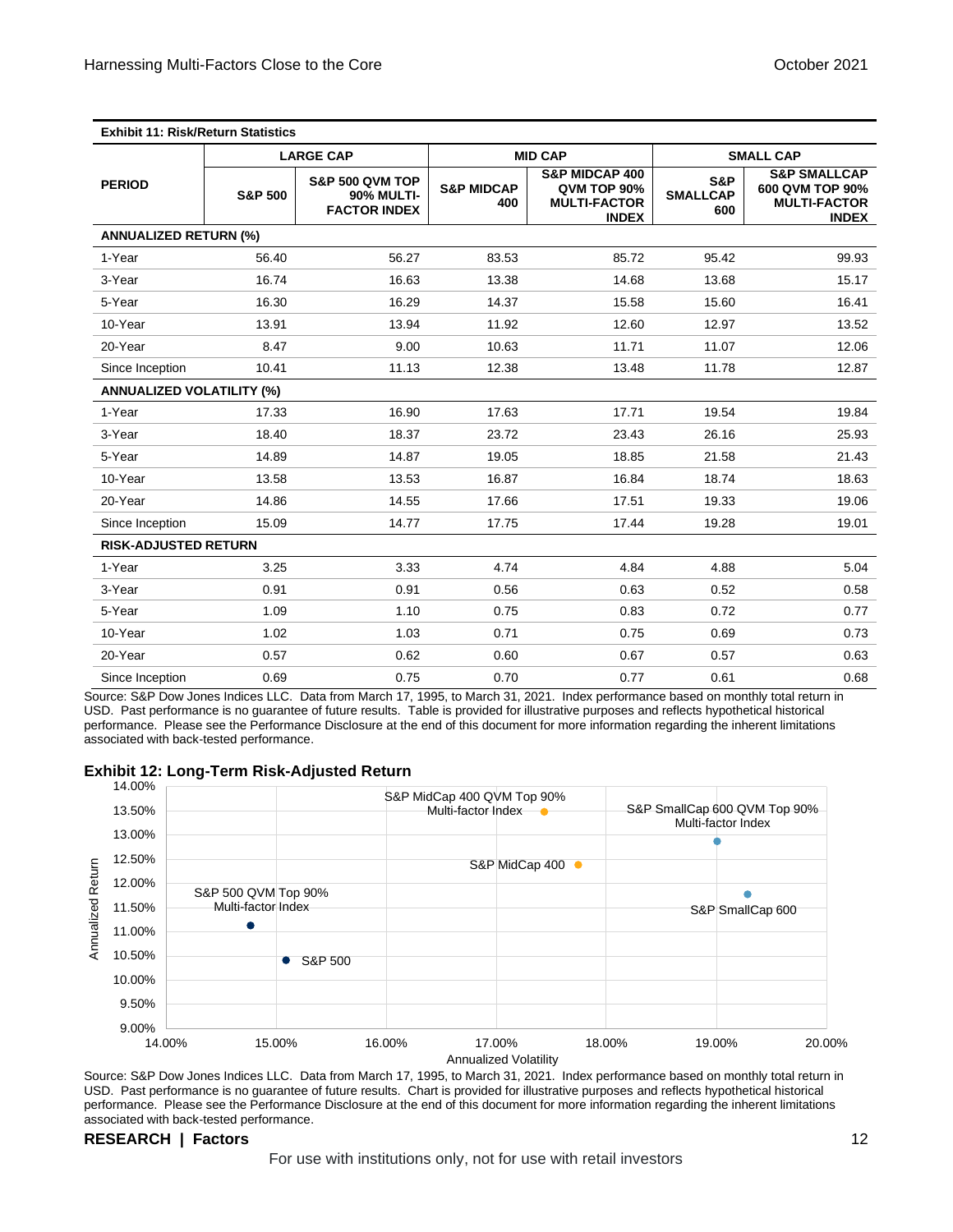**Exhibit 11: Risk/Return Statistics**

| PERIOD | LARGE CAP | | MID CAP | | SMALL CAP | |
|---|---|---|---|---|---|---|
| | S&P 500 | S&P 500 QVM TOP 90% MULTI-FACTOR INDEX | S&P MIDCAP 400 | S&P MIDCAP 400 QVM TOP 90% MULTI-FACTOR INDEX | S&P SMALLCAP 600 | S&P SMALLCAP 600 QVM TOP 90% MULTI-FACTOR INDEX |
| **ANNUALIZED RETURN (%)** | | | | | | |
| 1-Year | 56.40 | 56.27 | 83.53 | 85.72 | 95.42 | 99.93 |
| 3-Year | 16.74 | 16.63 | 13.38 | 14.68 | 13.68 | 15.17 |
| 5-Year | 16.30 | 16.29 | 14.37 | 15.58 | 15.60 | 16.41 |
| 10-Year | 13.91 | 13.94 | 11.92 | 12.60 | 12.97 | 13.52 |
| 20-Year | 8.47 | 9.00 | 10.63 | 11.71 | 11.07 | 12.06 |
| Since Inception | 10.41 | 11.13 | 12.38 | 13.48 | 11.78 | 12.87 |
| **ANNUALIZED VOLATILITY (%)** | | | | | | |
| 1-Year | 17.33 | 16.90 | 17.63 | 17.71 | 19.54 | 19.84 |
| 3-Year | 18.40 | 18.37 | 23.72 | 23.43 | 26.16 | 25.93 |
| 5-Year | 14.89 | 14.87 | 19.05 | 18.85 | 21.58 | 21.43 |
| 10-Year | 13.58 | 13.53 | 16.87 | 16.84 | 18.74 | 18.63 |
| 20-Year | 14.86 | 14.55 | 17.66 | 17.51 | 19.33 | 19.06 |
| Since Inception | 15.09 | 14.77 | 17.75 | 17.44 | 19.28 | 19.01 |
| **RISK-ADJUSTED RETURN** | | | | | | |
| 1-Year | 3.25 | 3.33 | 4.74 | 4.84 | 4.88 | 5.04 |
| 3-Year | 0.91 | 0.91 | 0.56 | 0.63 | 0.52 | 0.58 |
| 5-Year | 1.09 | 1.10 | 0.75 | 0.83 | 0.72 | 0.77 |
| 10-Year | 1.02 | 1.03 | 0.71 | 0.75 | 0.69 | 0.73 |
| 20-Year | 0.57 | 0.62 | 0.60 | 0.67 | 0.57 | 0.63 |
| Since Inception | 0.69 | 0.75 | 0.70 | 0.77 | 0.61 | 0.68 |

Source: S&P Dow Jones Indices LLC. Data from March 17, 1995, to March 31, 2021. Index performance based on monthly total return in USD. Past performance is no guarantee of future results. Table is provided for illustrative purposes and reflects hypothetical historical performance. Please see the Performance Disclosure at the end of this document for more information regarding the inherent limitations associated with back-tested performance.

**Exhibit 12: Long-Term Risk-Adjusted Return**

| Index | Annualized Volatility | Annualized Return |
|---|---|---|
| S&P 500 | 15.09% | 10.41% |
| S&P 500 QVM Top 90% Multi-factor Index | 14.77% | 11.13% |
| S&P MidCap 400 | 17.75% | 12.38% |
| S&P MidCap 400 QVM Top 90% Multi-factor Index | 17.44% | 13.48% |
| S&P SmallCap 600 | 19.28% | 11.78% |
| S&P SmallCap 600 QVM Top 90% Multi-factor Index | 19.01% | 12.87% |

Source: S&P Dow Jones Indices LLC. Data from March 17, 1995, to March 31, 2021. Index performance based on monthly total return in USD. Past performance is no guarantee of future results. Chart is provided for illustrative purposes and reflects hypothetical historical performance. Please see the Performance Disclosure at the end of this document for more information regarding the inherent limitations associated with back-tested performance.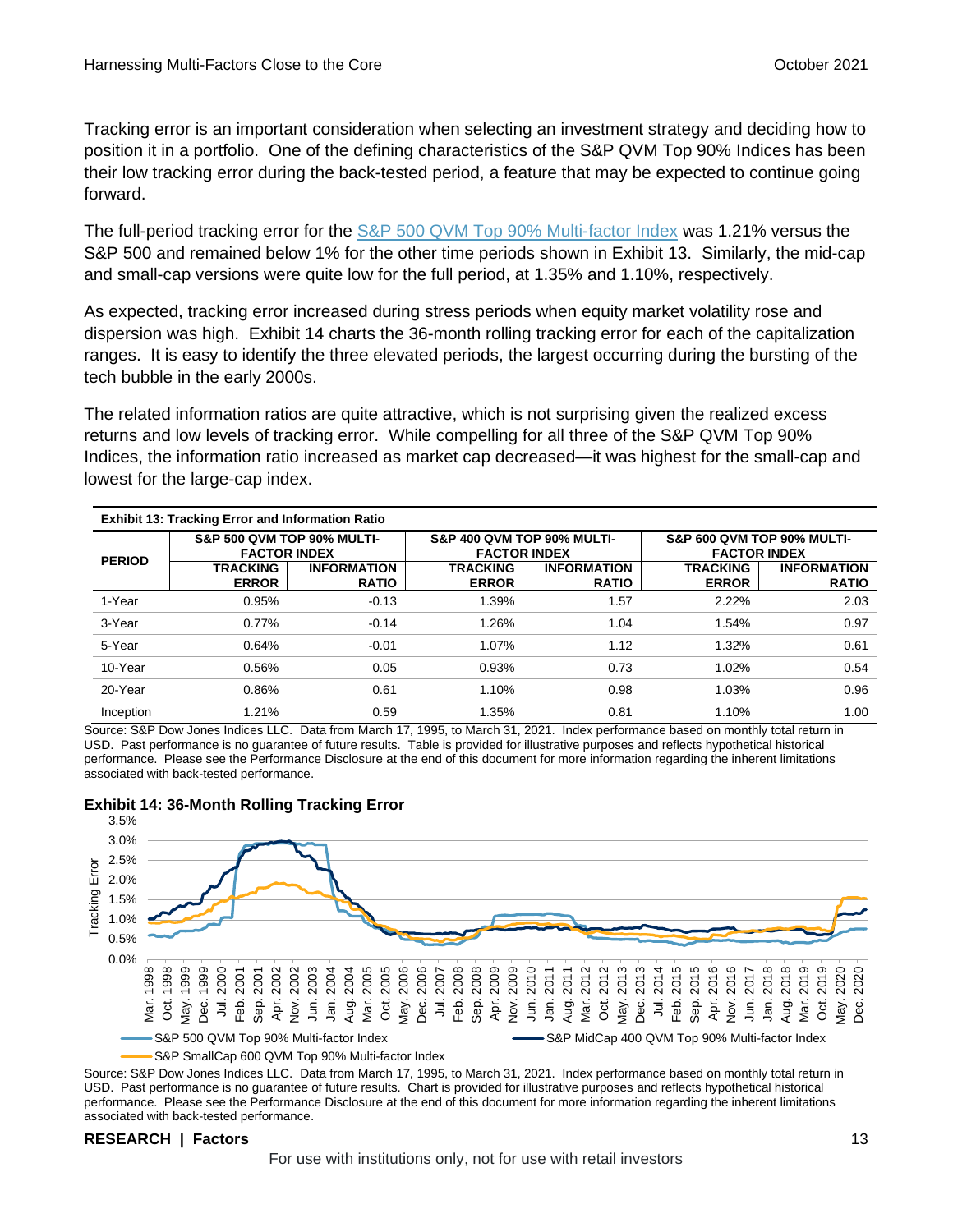Tracking error is an important consideration when selecting an investment strategy and deciding how to position it in a portfolio. One of the defining characteristics of the S&P QVM Top 90% Indices has been their low tracking error during the back-tested period, a feature that may be expected to continue going forward.

The full-period tracking error for the S&P 500 QVM Top 90% Multi-factor Index was 1.21% versus the S&P 500 and remained below 1% for the other time periods shown in Exhibit 13. Similarly, the mid-cap and small-cap versions were quite low for the full period, at 1.35% and 1.10%, respectively.

As expected, tracking error increased during stress periods when equity market volatility rose and dispersion was high. Exhibit 14 charts the 36-month rolling tracking error for each of the capitalization ranges. It is easy to identify the three elevated periods, the largest occurring during the bursting of the tech bubble in the early 2000s.

The related information ratios are quite attractive, which is not surprising given the realized excess returns and low levels of tracking error. While compelling for all three of the S&P QVM Top 90% Indices, the information ratio increased as market cap decreased—it was highest for the small-cap and lowest for the large-cap index.

**Exhibit 13: Tracking Error and Information Ratio**

| PERIOD | S&P 500 QVM TOP 90% MULTI-FACTOR INDEX | | S&P 400 QVM TOP 90% MULTI-FACTOR INDEX | | S&P 600 QVM TOP 90% MULTI-FACTOR INDEX | |
|---|---|---|---|---|---|---|
| | TRACKING ERROR | INFORMATION RATIO | TRACKING ERROR | INFORMATION RATIO | TRACKING ERROR | INFORMATION RATIO |
| 1-Year | 0.95% | -0.13 | 1.39% | 1.57 | 2.22% | 2.03 |
| 3-Year | 0.77% | -0.14 | 1.26% | 1.04 | 1.54% | 0.97 |
| 5-Year | 0.64% | -0.01 | 1.07% | 1.12 | 1.32% | 0.61 |
| 10-Year | 0.56% | 0.05 | 0.93% | 0.73 | 1.02% | 0.54 |
| 20-Year | 0.86% | 0.61 | 1.10% | 0.98 | 1.03% | 0.96 |
| Inception | 1.21% | 0.59 | 1.35% | 0.81 | 1.10% | 1.00 |

Source: S&P Dow Jones Indices LLC. Data from March 17, 1995, to March 31, 2021. Index performance based on monthly total return in USD. Past performance is no guarantee of future results. Table is provided for illustrative purposes and reflects hypothetical historical performance. Please see the Performance Disclosure at the end of this document for more information regarding the inherent limitations associated with back-tested performance.

**Exhibit 14: 36-Month Rolling Tracking Error**

Source: S&P Dow Jones Indices LLC. Data from March 17, 1995, to March 31, 2021. Index performance based on monthly total return in USD. Past performance is no guarantee of future results. Chart is provided for illustrative purposes and reflects hypothetical historical performance. Please see the Performance Disclosure at the end of this document for more information regarding the inherent limitations associated with back-tested performance.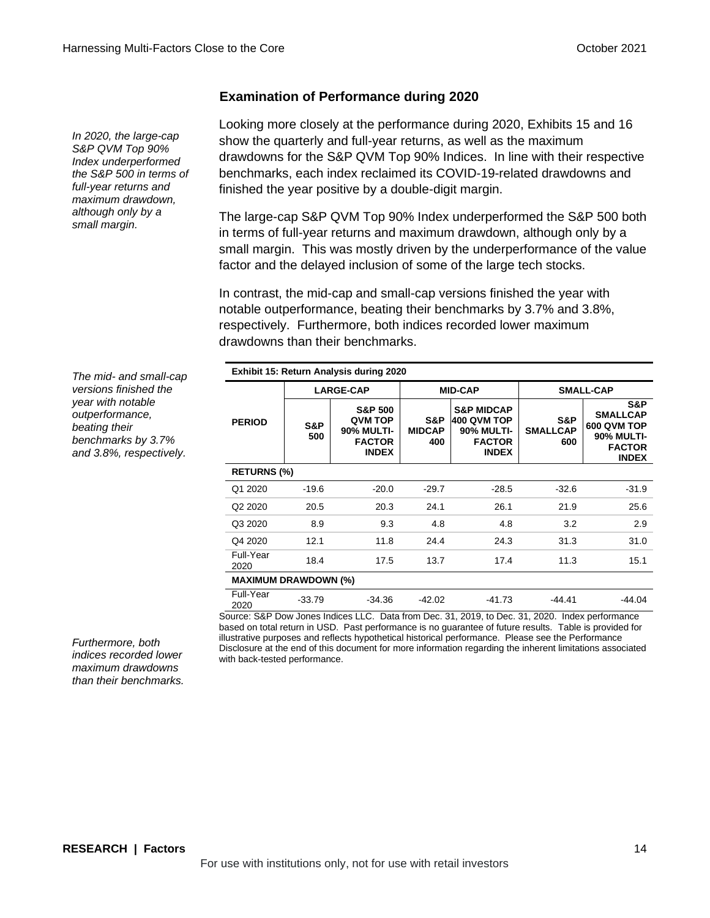### Examination of Performance during 2020

*In 2020, the large-cap S&P QVM Top 90% Index underperformed the S&P 500 in terms of full-year returns and maximum drawdown, although only by a small margin.*

Looking more closely at the performance during 2020, Exhibits 15 and 16 show the quarterly and full-year returns, as well as the maximum drawdowns for the S&P QVM Top 90% Indices. In line with their respective benchmarks, each index reclaimed its COVID-19-related drawdowns and finished the year positive by a double-digit margin.

The large-cap S&P QVM Top 90% Index underperformed the S&P 500 both in terms of full-year returns and maximum drawdown, although only by a small margin. This was mostly driven by the underperformance of the value factor and the delayed inclusion of some of the large tech stocks.

*The mid- and small-cap versions finished the year with notable outperformance, beating their benchmarks by 3.7% and 3.8%, respectively.*

In contrast, the mid-cap and small-cap versions finished the year with notable outperformance, beating their benchmarks by 3.7% and 3.8%, respectively. Furthermore, both indices recorded lower maximum drawdowns than their benchmarks.

*Furthermore, both indices recorded lower maximum drawdowns than their benchmarks.*

**Exhibit 15: Return Analysis during 2020**

| PERIOD | LARGE-CAP | | MID-CAP | | SMALL-CAP | |
|---|---|---|---|---|---|---|
| | S&P 500 | S&P 500 QVM TOP 90% MULTI-FACTOR INDEX | S&P MIDCAP 400 | S&P MIDCAP 400 QVM TOP 90% MULTI-FACTOR INDEX | S&P SMALLCAP 600 | S&P SMALLCAP 600 QVM TOP 90% MULTI-FACTOR INDEX |
| **RETURNS (%)** | | | | | | |
| Q1 2020 | -19.6 | -20.0 | -29.7 | -28.5 | -32.6 | -31.9 |
| Q2 2020 | 20.5 | 20.3 | 24.1 | 26.1 | 21.9 | 25.6 |
| Q3 2020 | 8.9 | 9.3 | 4.8 | 4.8 | 3.2 | 2.9 |
| Q4 2020 | 12.1 | 11.8 | 24.4 | 24.3 | 31.3 | 31.0 |
| Full-Year 2020 | 18.4 | 17.5 | 13.7 | 17.4 | 11.3 | 15.1 |
| **MAXIMUM DRAWDOWN (%)** | | | | | | |
| Full-Year 2020 | -33.79 | -34.36 | -42.02 | -41.73 | -44.41 | -44.04 |

Source: S&P Dow Jones Indices LLC. Data from Dec. 31, 2019, to Dec. 31, 2020. Index performance based on total return in USD. Past performance is no guarantee of future results. Table is provided for illustrative purposes and reflects hypothetical historical performance. Please see the Performance Disclosure at the end of this document for more information regarding the inherent limitations associated with back-tested performance.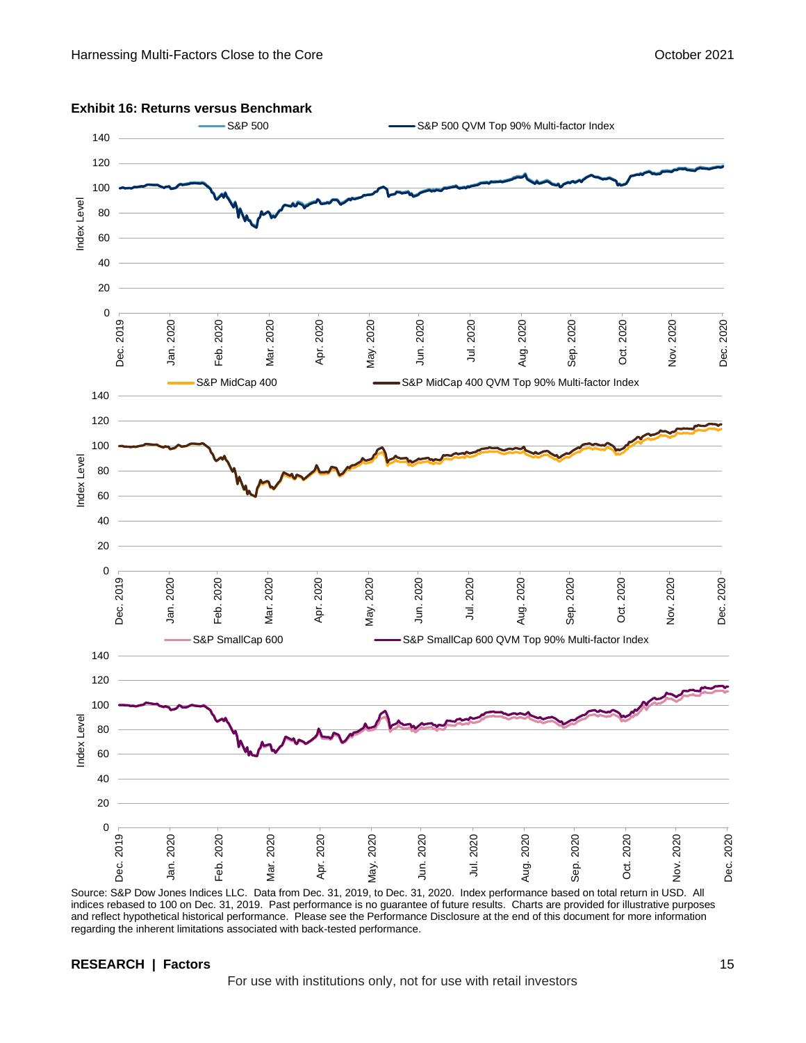**Exhibit 16: Returns versus Benchmark**

Source: S&P Dow Jones Indices LLC. Data from Dec. 31, 2019, to Dec. 31, 2020. Index performance based on total return in USD. All indices rebased to 100 on Dec. 31, 2019. Past performance is no guarantee of future results. Charts are provided for illustrative purposes and reflect hypothetical historical performance. Please see the Performance Disclosure at the end of this document for more information regarding the inherent limitations associated with back-tested performance.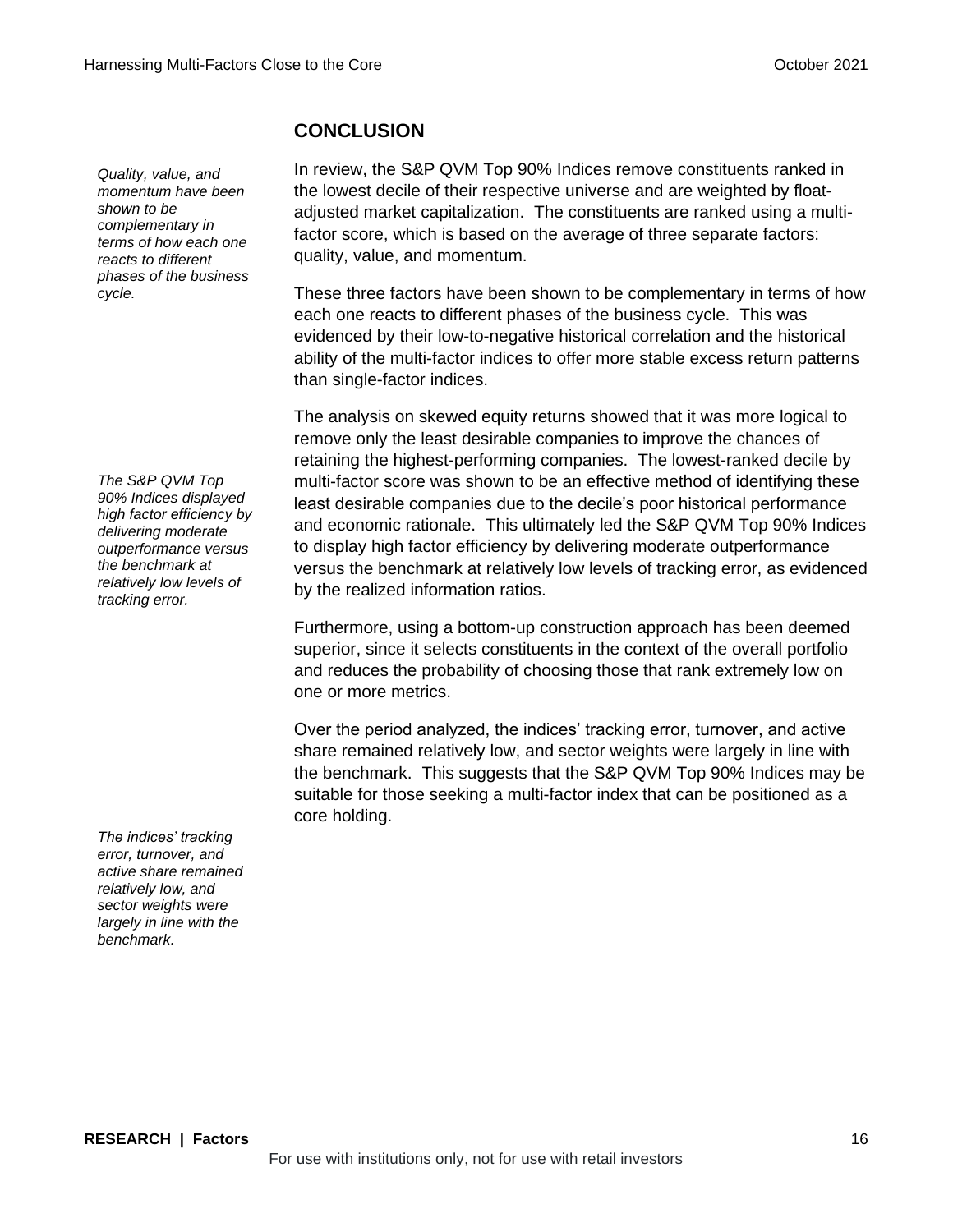## CONCLUSION

*Quality, value, and momentum have been shown to be complementary in terms of how each one reacts to different phases of the business cycle.*

In review, the S&P QVM Top 90% Indices remove constituents ranked in the lowest decile of their respective universe and are weighted by float-adjusted market capitalization. The constituents are ranked using a multi-factor score, which is based on the average of three separate factors: quality, value, and momentum.

These three factors have been shown to be complementary in terms of how each one reacts to different phases of the business cycle. This was evidenced by their low-to-negative historical correlation and the historical ability of the multi-factor indices to offer more stable excess return patterns than single-factor indices.

*The S&P QVM Top 90% Indices displayed high factor efficiency by delivering moderate outperformance versus the benchmark at relatively low levels of tracking error.*

The analysis on skewed equity returns showed that it was more logical to remove only the least desirable companies to improve the chances of retaining the highest-performing companies. The lowest-ranked decile by multi-factor score was shown to be an effective method of identifying these least desirable companies due to the decile's poor historical performance and economic rationale. This ultimately led the S&P QVM Top 90% Indices to display high factor efficiency by delivering moderate outperformance versus the benchmark at relatively low levels of tracking error, as evidenced by the realized information ratios.

Furthermore, using a bottom-up construction approach has been deemed superior, since it selects constituents in the context of the overall portfolio and reduces the probability of choosing those that rank extremely low on one or more metrics.

*The indices' tracking error, turnover, and active share remained relatively low, and sector weights were largely in line with the benchmark.*

Over the period analyzed, the indices' tracking error, turnover, and active share remained relatively low, and sector weights were largely in line with the benchmark. This suggests that the S&P QVM Top 90% Indices may be suitable for those seeking a multi-factor index that can be positioned as a core holding.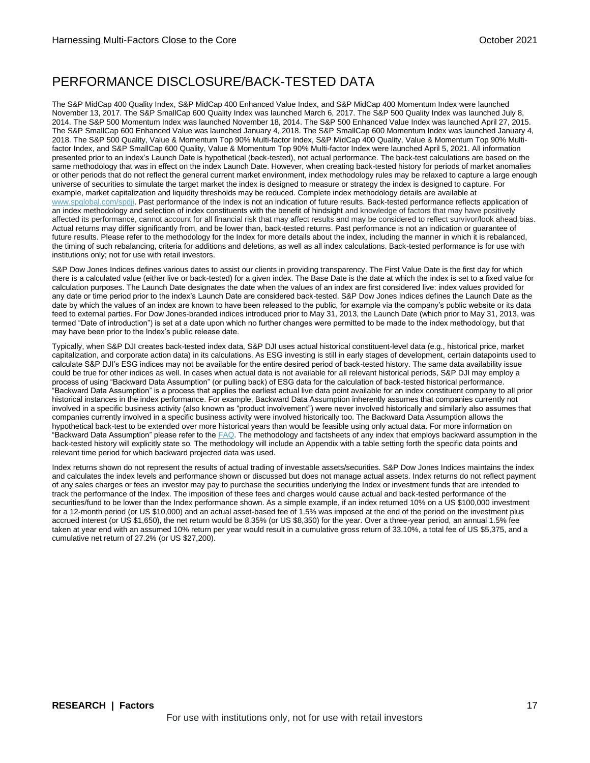## PERFORMANCE DISCLOSURE/BACK-TESTED DATA

The S&P MidCap 400 Quality Index, S&P MidCap 400 Enhanced Value Index, and S&P MidCap 400 Momentum Index were launched November 13, 2017. The S&P SmallCap 600 Quality Index was launched March 6, 2017. The S&P 500 Quality Index was launched July 8, 2014. The S&P 500 Momentum Index was launched November 18, 2014. The S&P 500 Enhanced Value Index was launched April 27, 2015. The S&P SmallCap 600 Enhanced Value was launched January 4, 2018. The S&P SmallCap 600 Momentum Index was launched January 4, 2018. The S&P 500 Quality, Value & Momentum Top 90% Multi-factor Index, S&P MidCap 400 Quality, Value & Momentum Top 90% Multi-factor Index, and S&P SmallCap 600 Quality, Value & Momentum Top 90% Multi-factor Index were launched April 5, 2021. All information presented prior to an index's Launch Date is hypothetical (back-tested), not actual performance. The back-test calculations are based on the same methodology that was in effect on the index Launch Date. However, when creating back-tested history for periods of market anomalies or other periods that do not reflect the general current market environment, index methodology rules may be relaxed to capture a large enough universe of securities to simulate the target market the index is designed to measure or strategy the index is designed to capture. For example, market capitalization and liquidity thresholds may be reduced. Complete index methodology details are available at www.spglobal.com/spdji. Past performance of the Index is not an indication of future results. Back-tested performance reflects application of an index methodology and selection of index constituents with the benefit of hindsight and knowledge of factors that may have positively affected its performance, cannot account for all financial risk that may affect results and may be considered to reflect survivor/look ahead bias. Actual returns may differ significantly from, and be lower than, back-tested returns. Past performance is not an indication or guarantee of future results. Please refer to the methodology for the Index for more details about the index, including the manner in which it is rebalanced, the timing of such rebalancing, criteria for additions and deletions, as well as all index calculations. Back-tested performance is for use with institutions only; not for use with retail investors.

S&P Dow Jones Indices defines various dates to assist our clients in providing transparency. The First Value Date is the first day for which there is a calculated value (either live or back-tested) for a given index. The Base Date is the date at which the index is set to a fixed value for calculation purposes. The Launch Date designates the date when the values of an index are first considered live: index values provided for any date or time period prior to the index's Launch Date are considered back-tested. S&P Dow Jones Indices defines the Launch Date as the date by which the values of an index are known to have been released to the public, for example via the company's public website or its data feed to external parties. For Dow Jones-branded indices introduced prior to May 31, 2013, the Launch Date (which prior to May 31, 2013, was termed "Date of introduction") is set at a date upon which no further changes were permitted to be made to the index methodology, but that may have been prior to the Index's public release date.

Typically, when S&P DJI creates back-tested index data, S&P DJI uses actual historical constituent-level data (e.g., historical price, market capitalization, and corporate action data) in its calculations. As ESG investing is still in early stages of development, certain datapoints used to calculate S&P DJI's ESG indices may not be available for the entire desired period of back-tested history. The same data availability issue could be true for other indices as well. In cases when actual data is not available for all relevant historical periods, S&P DJI may employ a process of using "Backward Data Assumption" (or pulling back) of ESG data for the calculation of back-tested historical performance. "Backward Data Assumption" is a process that applies the earliest actual live data point available for an index constituent company to all prior historical instances in the index performance. For example, Backward Data Assumption inherently assumes that companies currently not involved in a specific business activity (also known as "product involvement") were never involved historically and similarly also assumes that companies currently involved in a specific business activity were involved historically too. The Backward Data Assumption allows the hypothetical back-test to be extended over more historical years than would be feasible using only actual data. For more information on "Backward Data Assumption" please refer to the FAQ. The methodology and factsheets of any index that employs backward assumption in the back-tested history will explicitly state so. The methodology will include an Appendix with a table setting forth the specific data points and relevant time period for which backward projected data was used.

Index returns shown do not represent the results of actual trading of investable assets/securities. S&P Dow Jones Indices maintains the index and calculates the index levels and performance shown or discussed but does not manage actual assets. Index returns do not reflect payment of any sales charges or fees an investor may pay to purchase the securities underlying the Index or investment funds that are intended to track the performance of the Index. The imposition of these fees and charges would cause actual and back-tested performance of the securities/fund to be lower than the Index performance shown. As a simple example, if an index returned 10% on a US $100,000 investment for a 12-month period (or US $10,000) and an actual asset-based fee of 1.5% was imposed at the end of the period on the investment plus accrued interest (or US $1,650), the net return would be 8.35% (or US $8,350) for the year. Over a three-year period, an annual 1.5% fee taken at year end with an assumed 10% return per year would result in a cumulative gross return of 33.10%, a total fee of US $5,375, and a cumulative net return of 27.2% (or US $27,200).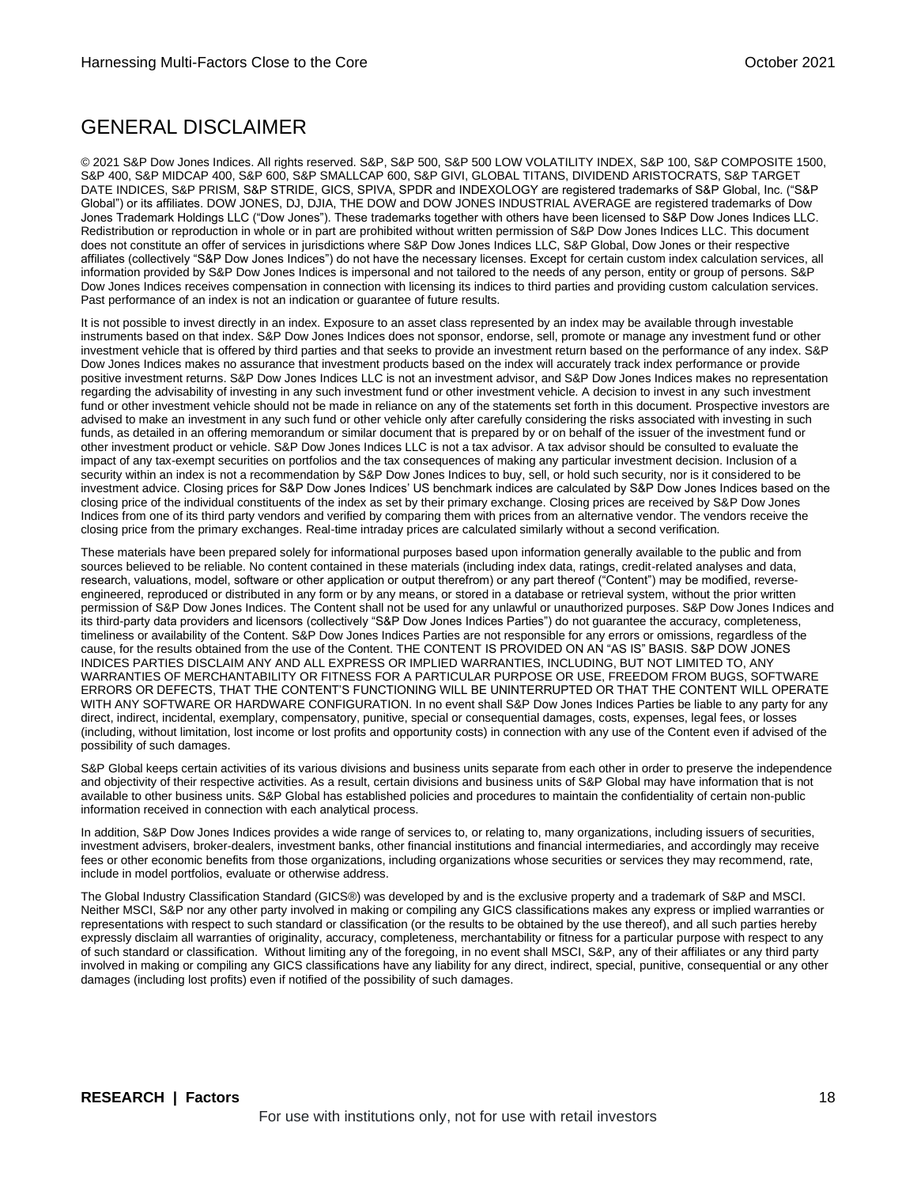# GENERAL DISCLAIMER

© 2021 S&P Dow Jones Indices. All rights reserved. S&P, S&P 500, S&P 500 LOW VOLATILITY INDEX, S&P 100, S&P COMPOSITE 1500, S&P 400, S&P MIDCAP 400, S&P 600, S&P SMALLCAP 600, S&P GIVI, GLOBAL TITANS, DIVIDEND ARISTOCRATS, S&P TARGET DATE INDICES, S&P PRISM, S&P STRIDE, GICS, SPIVA, SPDR and INDEXOLOGY are registered trademarks of S&P Global, Inc. ("S&P Global") or its affiliates. DOW JONES, DJ, DJIA, THE DOW and DOW JONES INDUSTRIAL AVERAGE are registered trademarks of Dow Jones Trademark Holdings LLC ("Dow Jones"). These trademarks together with others have been licensed to S&P Dow Jones Indices LLC. Redistribution or reproduction in whole or in part are prohibited without written permission of S&P Dow Jones Indices LLC. This document does not constitute an offer of services in jurisdictions where S&P Dow Jones Indices LLC, S&P Global, Dow Jones or their respective affiliates (collectively "S&P Dow Jones Indices") do not have the necessary licenses. Except for certain custom index calculation services, all information provided by S&P Dow Jones Indices is impersonal and not tailored to the needs of any person, entity or group of persons. S&P Dow Jones Indices receives compensation in connection with licensing its indices to third parties and providing custom calculation services. Past performance of an index is not an indication or guarantee of future results.

It is not possible to invest directly in an index. Exposure to an asset class represented by an index may be available through investable instruments based on that index. S&P Dow Jones Indices does not sponsor, endorse, sell, promote or manage any investment fund or other investment vehicle that is offered by third parties and that seeks to provide an investment return based on the performance of any index. S&P Dow Jones Indices makes no assurance that investment products based on the index will accurately track index performance or provide positive investment returns. S&P Dow Jones Indices LLC is not an investment advisor, and S&P Dow Jones Indices makes no representation regarding the advisability of investing in any such investment fund or other investment vehicle. A decision to invest in any such investment fund or other investment vehicle should not be made in reliance on any of the statements set forth in this document. Prospective investors are advised to make an investment in any such fund or other vehicle only after carefully considering the risks associated with investing in such funds, as detailed in an offering memorandum or similar document that is prepared by or on behalf of the issuer of the investment fund or other investment product or vehicle. S&P Dow Jones Indices LLC is not a tax advisor. A tax advisor should be consulted to evaluate the impact of any tax-exempt securities on portfolios and the tax consequences of making any particular investment decision. Inclusion of a security within an index is not a recommendation by S&P Dow Jones Indices to buy, sell, or hold such security, nor is it considered to be investment advice. Closing prices for S&P Dow Jones Indices' US benchmark indices are calculated by S&P Dow Jones Indices based on the closing price of the individual constituents of the index as set by their primary exchange. Closing prices are received by S&P Dow Jones Indices from one of its third party vendors and verified by comparing them with prices from an alternative vendor. The vendors receive the closing price from the primary exchanges. Real-time intraday prices are calculated similarly without a second verification.

These materials have been prepared solely for informational purposes based upon information generally available to the public and from sources believed to be reliable. No content contained in these materials (including index data, ratings, credit-related analyses and data, research, valuations, model, software or other application or output therefrom) or any part thereof ("Content") may be modified, reverse-engineered, reproduced or distributed in any form or by any means, or stored in a database or retrieval system, without the prior written permission of S&P Dow Jones Indices. The Content shall not be used for any unlawful or unauthorized purposes. S&P Dow Jones Indices and its third-party data providers and licensors (collectively "S&P Dow Jones Indices Parties") do not guarantee the accuracy, completeness, timeliness or availability of the Content. S&P Dow Jones Indices Parties are not responsible for any errors or omissions, regardless of the cause, for the results obtained from the use of the Content. THE CONTENT IS PROVIDED ON AN "AS IS" BASIS. S&P DOW JONES INDICES PARTIES DISCLAIM ANY AND ALL EXPRESS OR IMPLIED WARRANTIES, INCLUDING, BUT NOT LIMITED TO, ANY WARRANTIES OF MERCHANTABILITY OR FITNESS FOR A PARTICULAR PURPOSE OR USE, FREEDOM FROM BUGS, SOFTWARE ERRORS OR DEFECTS, THAT THE CONTENT'S FUNCTIONING WILL BE UNINTERRUPTED OR THAT THE CONTENT WILL OPERATE WITH ANY SOFTWARE OR HARDWARE CONFIGURATION. In no event shall S&P Dow Jones Indices Parties be liable to any party for any direct, indirect, incidental, exemplary, compensatory, punitive, special or consequential damages, costs, expenses, legal fees, or losses (including, without limitation, lost income or lost profits and opportunity costs) in connection with any use of the Content even if advised of the possibility of such damages.

S&P Global keeps certain activities of its various divisions and business units separate from each other in order to preserve the independence and objectivity of their respective activities. As a result, certain divisions and business units of S&P Global may have information that is not available to other business units. S&P Global has established policies and procedures to maintain the confidentiality of certain non-public information received in connection with each analytical process.

In addition, S&P Dow Jones Indices provides a wide range of services to, or relating to, many organizations, including issuers of securities, investment advisers, broker-dealers, investment banks, other financial institutions and financial intermediaries, and accordingly may receive fees or other economic benefits from those organizations, including organizations whose securities or services they may recommend, rate, include in model portfolios, evaluate or otherwise address.

The Global Industry Classification Standard (GICS®) was developed by and is the exclusive property and a trademark of S&P and MSCI. Neither MSCI, S&P nor any other party involved in making or compiling any GICS classifications makes any express or implied warranties or representations with respect to such standard or classification (or the results to be obtained by the use thereof), and all such parties hereby expressly disclaim all warranties of originality, accuracy, completeness, merchantability or fitness for a particular purpose with respect to any of such standard or classification. Without limiting any of the foregoing, in no event shall MSCI, S&P, any of their affiliates or any third party involved in making or compiling any GICS classifications have any liability for any direct, indirect, special, punitive, consequential or any other damages (including lost profits) even if notified of the possibility of such damages.